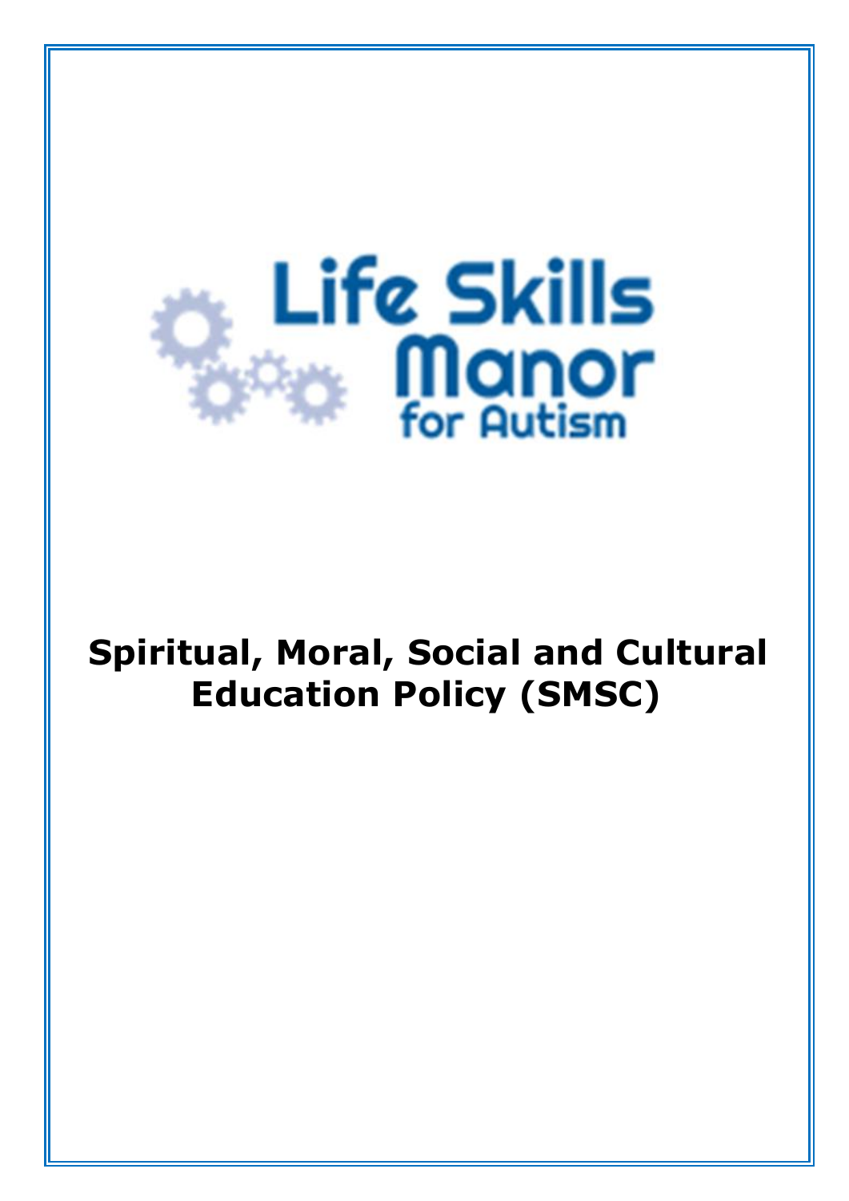Life Skills Manor for Autism

# Spiritual, Moral, Social and Cultural Education Policy (SMSC)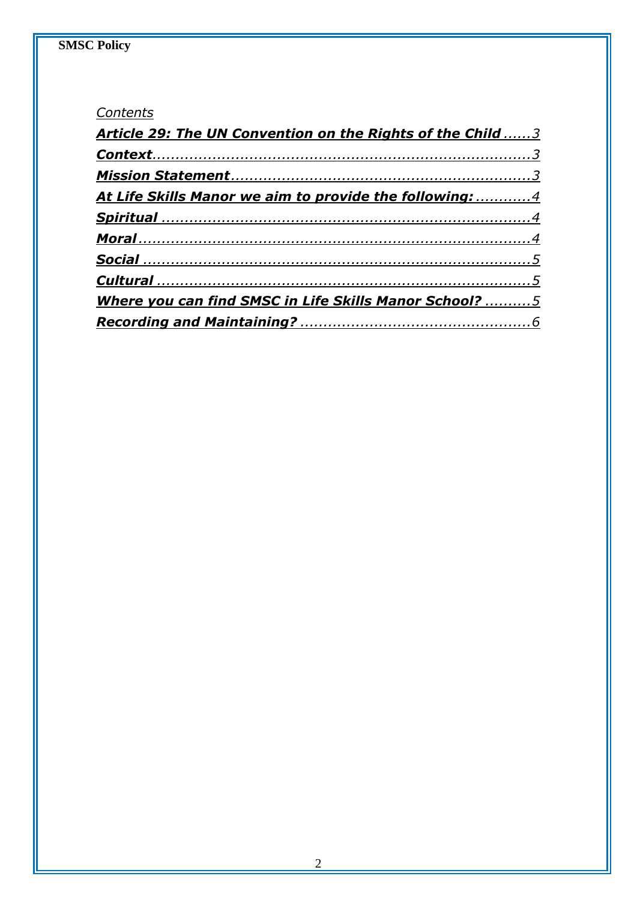*Contents*

[***Article 29: The UN Convention on the Rights of the Child*** ......3](#)

[***Context***......................................................................3](#)

[***Mission Statement***....................................................3](#)

[***At Life Skills Manor we aim to provide the following:*** ............4](#)

[***Spiritual*** .........................................................................4](#)

[***Moral***.............................................................................4](#)

[***Social*** ...........................................................................5](#)

[***Cultural*** .........................................................................5](#)

[***Where you can find SMSC in Life Skills Manor School?*** ..........5](#)

[***Recording and Maintaining?*** ................................................6](#)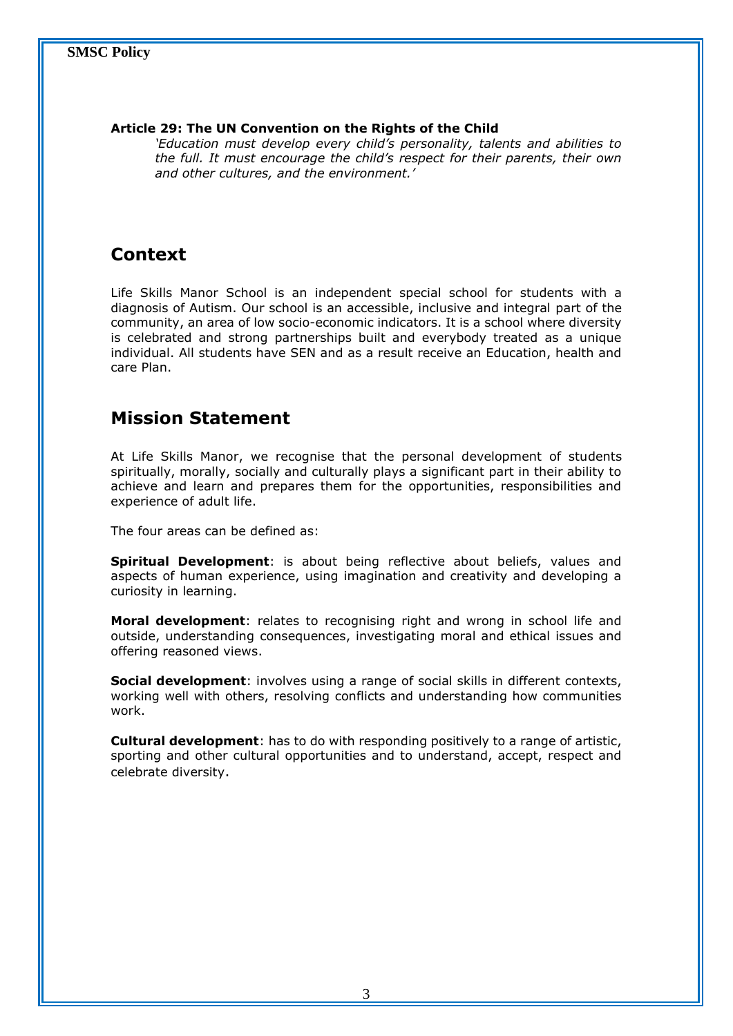**Article 29: The UN Convention on the Rights of the Child**

*'Education must develop every child's personality, talents and abilities to the full. It must encourage the child's respect for their parents, their own and other cultures, and the environment.'*

## Context

Life Skills Manor School is an independent special school for students with a diagnosis of Autism. Our school is an accessible, inclusive and integral part of the community, an area of low socio-economic indicators. It is a school where diversity is celebrated and strong partnerships built and everybody treated as a unique individual. All students have SEN and as a result receive an Education, health and care Plan.

## Mission Statement

At Life Skills Manor, we recognise that the personal development of students spiritually, morally, socially and culturally plays a significant part in their ability to achieve and learn and prepares them for the opportunities, responsibilities and experience of adult life.

The four areas can be defined as:

**Spiritual Development**: is about being reflective about beliefs, values and aspects of human experience, using imagination and creativity and developing a curiosity in learning.

**Moral development**: relates to recognising right and wrong in school life and outside, understanding consequences, investigating moral and ethical issues and offering reasoned views.

**Social development**: involves using a range of social skills in different contexts, working well with others, resolving conflicts and understanding how communities work.

**Cultural development**: has to do with responding positively to a range of artistic, sporting and other cultural opportunities and to understand, accept, respect and celebrate diversity.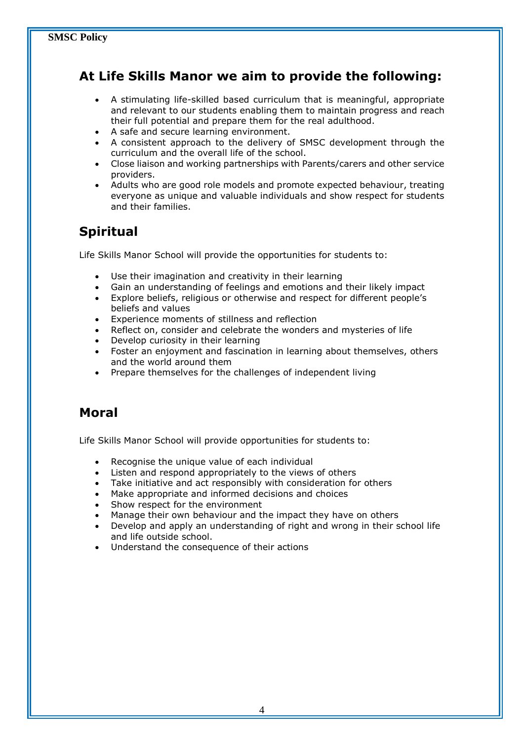## At Life Skills Manor we aim to provide the following:

- A stimulating life-skilled based curriculum that is meaningful, appropriate and relevant to our students enabling them to maintain progress and reach their full potential and prepare them for the real adulthood.
- A safe and secure learning environment.
- A consistent approach to the delivery of SMSC development through the curriculum and the overall life of the school.
- Close liaison and working partnerships with Parents/carers and other service providers.
- Adults who are good role models and promote expected behaviour, treating everyone as unique and valuable individuals and show respect for students and their families.

## Spiritual

Life Skills Manor School will provide the opportunities for students to:

- Use their imagination and creativity in their learning
- Gain an understanding of feelings and emotions and their likely impact
- Explore beliefs, religious or otherwise and respect for different people's beliefs and values
- Experience moments of stillness and reflection
- Reflect on, consider and celebrate the wonders and mysteries of life
- Develop curiosity in their learning
- Foster an enjoyment and fascination in learning about themselves, others and the world around them
- Prepare themselves for the challenges of independent living

## Moral

Life Skills Manor School will provide opportunities for students to:

- Recognise the unique value of each individual
- Listen and respond appropriately to the views of others
- Take initiative and act responsibly with consideration for others
- Make appropriate and informed decisions and choices
- Show respect for the environment
- Manage their own behaviour and the impact they have on others
- Develop and apply an understanding of right and wrong in their school life and life outside school.
- Understand the consequence of their actions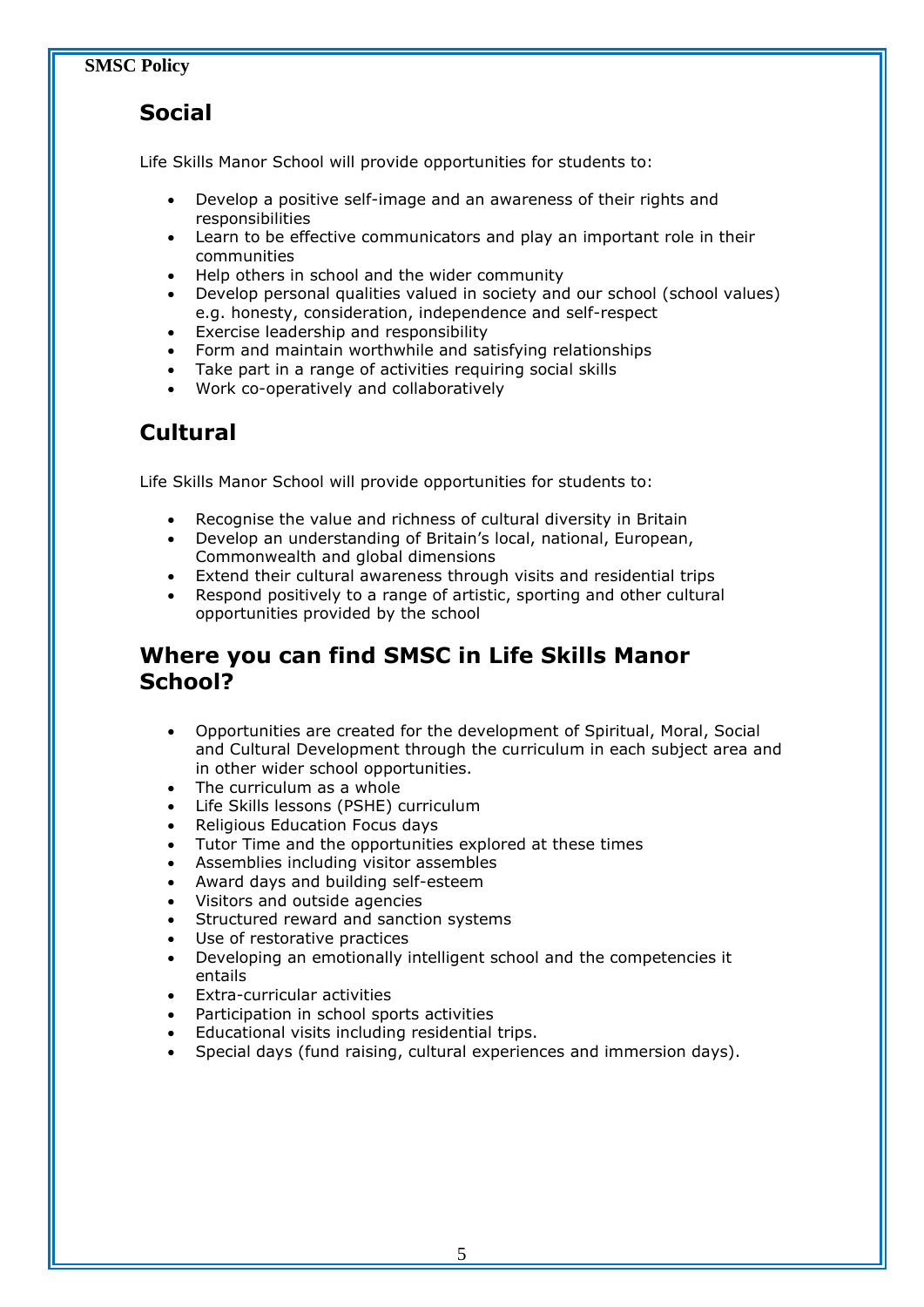## Social

Life Skills Manor School will provide opportunities for students to:

- Develop a positive self-image and an awareness of their rights and responsibilities
- Learn to be effective communicators and play an important role in their communities
- Help others in school and the wider community
- Develop personal qualities valued in society and our school (school values) e.g. honesty, consideration, independence and self-respect
- Exercise leadership and responsibility
- Form and maintain worthwhile and satisfying relationships
- Take part in a range of activities requiring social skills
- Work co-operatively and collaboratively

## Cultural

Life Skills Manor School will provide opportunities for students to:

- Recognise the value and richness of cultural diversity in Britain
- Develop an understanding of Britain's local, national, European, Commonwealth and global dimensions
- Extend their cultural awareness through visits and residential trips
- Respond positively to a range of artistic, sporting and other cultural opportunities provided by the school

## Where you can find SMSC in Life Skills Manor School?

- Opportunities are created for the development of Spiritual, Moral, Social and Cultural Development through the curriculum in each subject area and in other wider school opportunities.
- The curriculum as a whole
- Life Skills lessons (PSHE) curriculum
- Religious Education Focus days
- Tutor Time and the opportunities explored at these times
- Assemblies including visitor assembles
- Award days and building self-esteem
- Visitors and outside agencies
- Structured reward and sanction systems
- Use of restorative practices
- Developing an emotionally intelligent school and the competencies it entails
- Extra-curricular activities
- Participation in school sports activities
- Educational visits including residential trips.
- Special days (fund raising, cultural experiences and immersion days).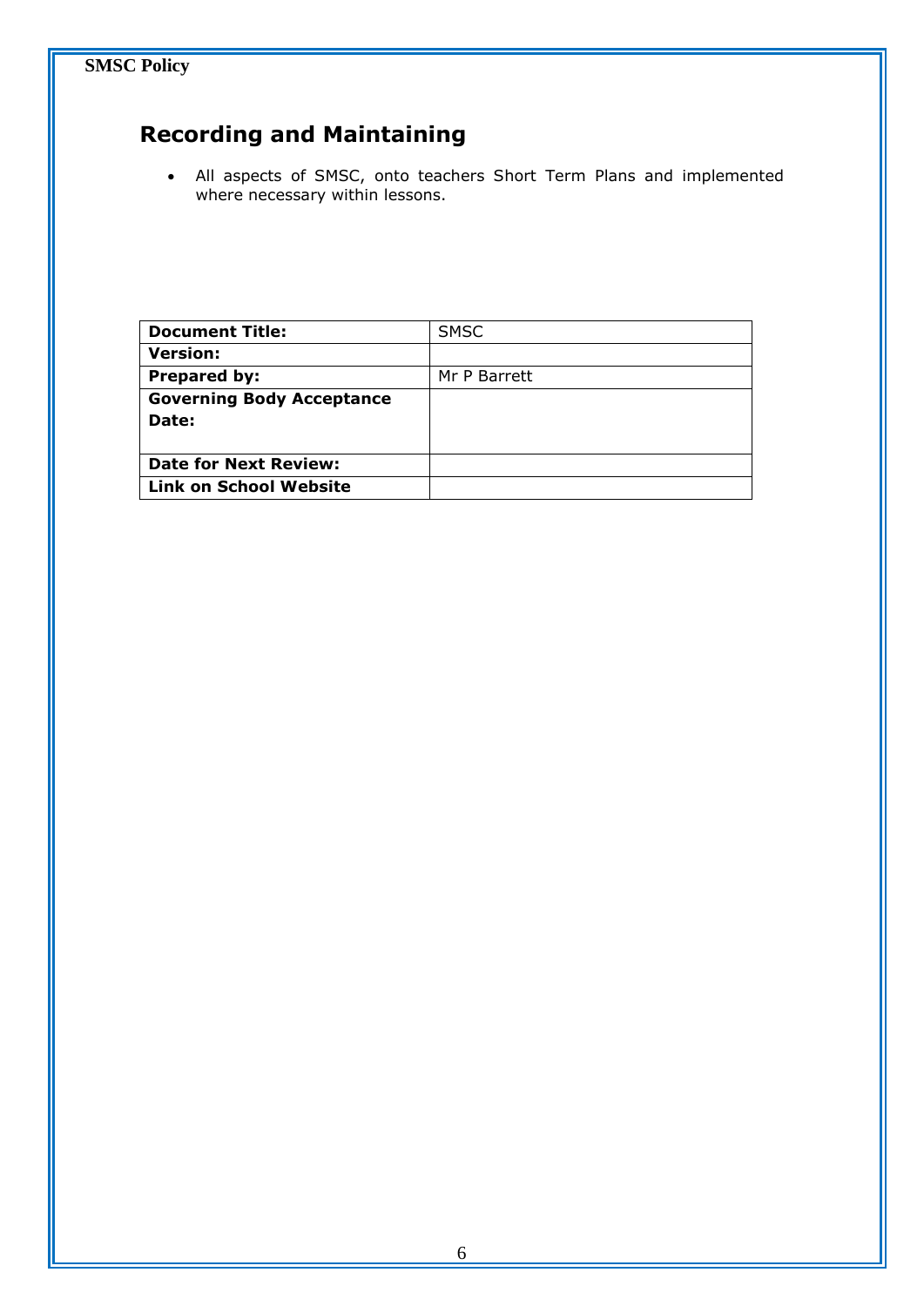## Recording and Maintaining

- All aspects of SMSC, onto teachers Short Term Plans and implemented where necessary within lessons.

| | |
|---|---|
| **Document Title:** | SMSC |
| **Version:** | |
| **Prepared by:** | Mr P Barrett |
| **Governing Body Acceptance Date:** | |
| **Date for Next Review:** | |
| **Link on School Website** | |